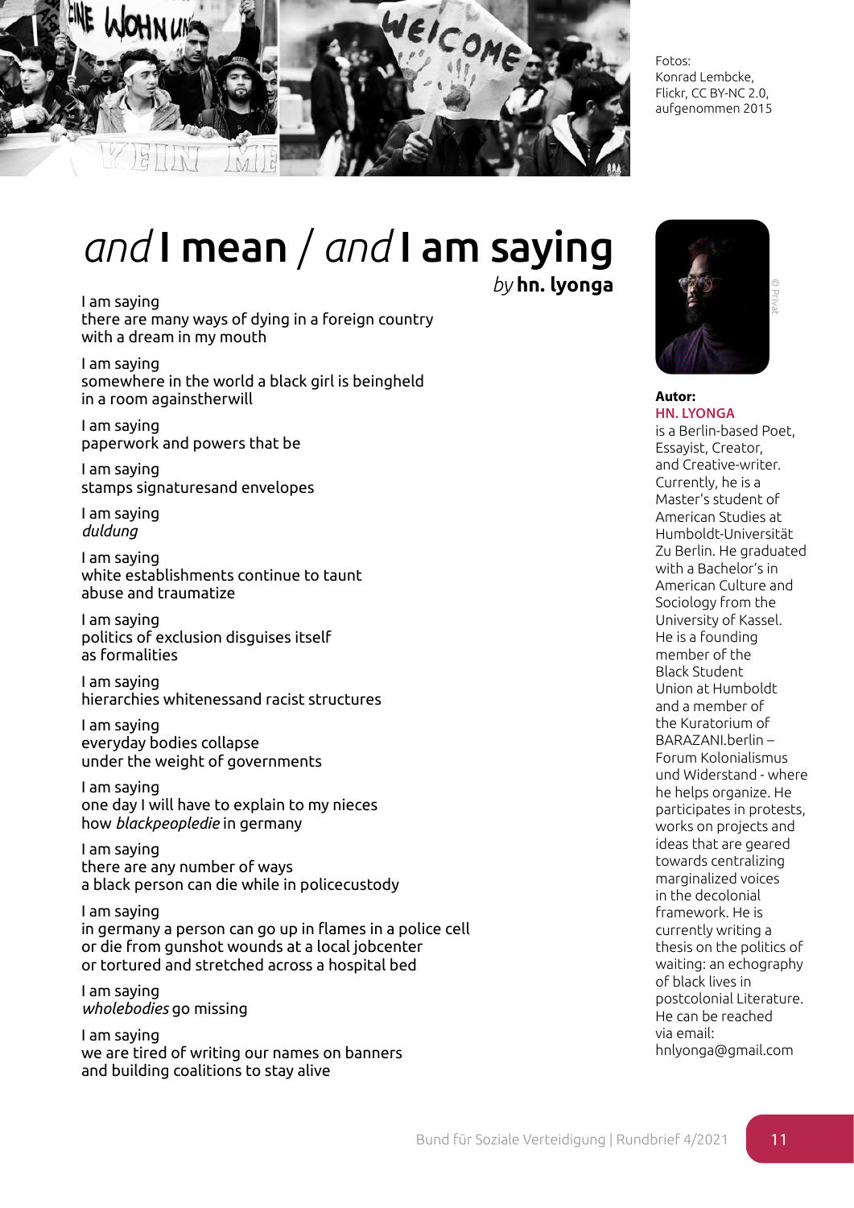Fotos:
Konrad Lembcke,
Flickr, CC BY-NC 2.0,
aufgenommen 2015

# *and* I mean / *and* I am saying

*by* **hn. lyonga**

I am saying
there are many ways of dying in a foreign country
with a dream in my mouth

I am saying
somewhere in the world a black girl is beingheld
in a room againstherwill

I am saying
paperwork and powers that be

I am saying
stamps signaturesand envelopes

I am saying
*duldung*

I am saying
white establishments continue to taunt
abuse and traumatize

I am saying
politics of exclusion disguises itself
as formalities

I am saying
hierarchies whitenessand racist structures

I am saying
everyday bodies collapse
under the weight of governments

I am saying
one day I will have to explain to my nieces
how *blackpeopledie* in germany

I am saying
there are any number of ways
a black person can die while in policecustody

I am saying
in germany a person can go up in flames in a police cell
or die from gunshot wounds at a local jobcenter
or tortured and stretched across a hospital bed

I am saying
*wholebodies* go missing

I am saying
we are tired of writing our names on banners
and building coalitions to stay alive

© Privat

**Autor:**
**HN. LYONGA**
is a Berlin-based Poet, Essayist, Creator, and Creative-writer. Currently, he is a Master's student of American Studies at Humboldt-Universität Zu Berlin. He graduated with a Bachelor's in American Culture and Sociology from the University of Kassel. He is a founding member of the Black Student Union at Humboldt and a member of the Kuratorium of BARAZANI.berlin – Forum Kolonialismus und Widerstand - where he helps organize. He participates in protests, works on projects and ideas that are geared towards centralizing marginalized voices in the decolonial framework. He is currently writing a thesis on the politics of waiting: an echography of black lives in postcolonial Literature. He can be reached via email: hnlyonga@gmail.com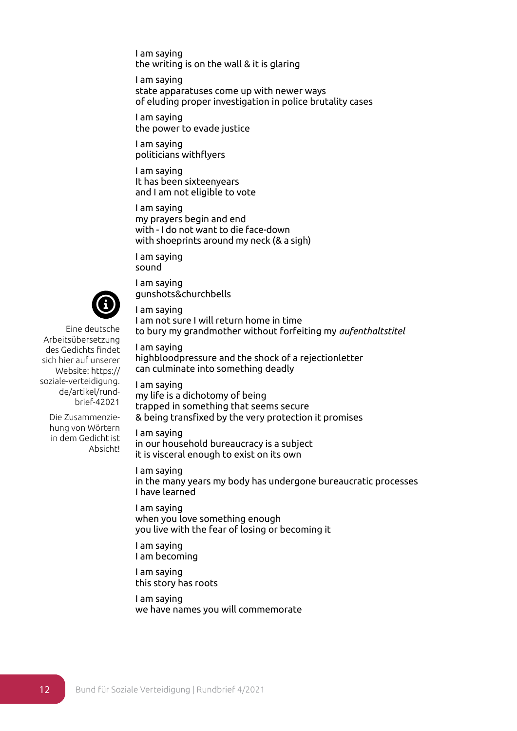I am saying
the writing is on the wall & it is glaring

I am saying
state apparatuses come up with newer ways
of eluding proper investigation in police brutality cases

I am saying
the power to evade justice

I am saying
politicians withflyers

I am saying
It has been sixteenyears
and I am not eligible to vote

I am saying
my prayers begin and end
with - I do not want to die face-down
with shoeprints around my neck (& a sigh)

I am saying
sound

I am saying
gunshots&churchbells

I am saying
I am not sure I will return home in time
to bury my grandmother without forfeiting my *aufenthaltstitel*

I am saying
highbloodpressure and the shock of a rejectionletter
can culminate into something deadly

I am saying
my life is a dichotomy of being
trapped in something that seems secure
& being transfixed by the very protection it promises

I am saying
in our household bureaucracy is a subject
it is visceral enough to exist on its own

I am saying
in the many years my body has undergone bureaucratic processes
I have learned

I am saying
when you love something enough
you live with the fear of losing or becoming it

I am saying
I am becoming

I am saying
this story has roots

I am saying
we have names you will commemorate

Eine deutsche Arbeitsübersetzung des Gedichts findet sich hier auf unserer Website: https://soziale-verteidigung.de/artikel/rundbrief-42021

Die Zusammenziehung von Wörtern in dem Gedicht ist Absicht!